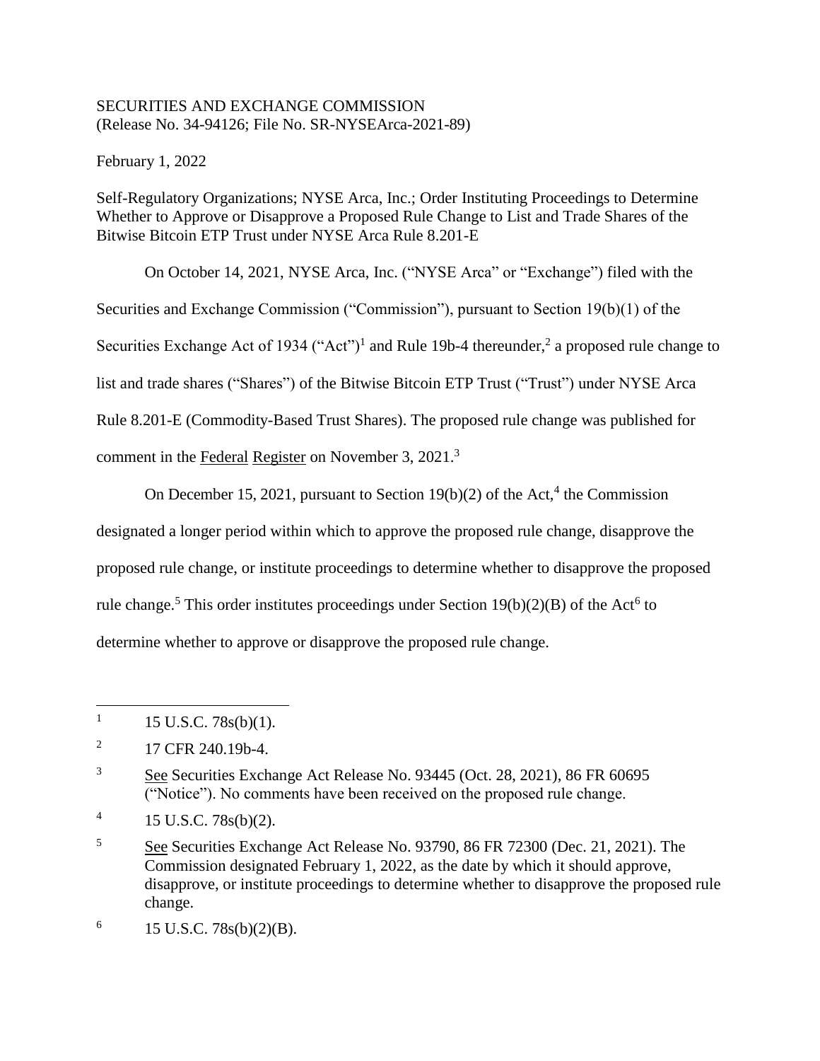SECURITIES AND EXCHANGE COMMISSION
(Release No. 34-94126; File No. SR-NYSEArca-2021-89)

February 1, 2022

Self-Regulatory Organizations; NYSE Arca, Inc.; Order Instituting Proceedings to Determine Whether to Approve or Disapprove a Proposed Rule Change to List and Trade Shares of the Bitwise Bitcoin ETP Trust under NYSE Arca Rule 8.201-E

On October 14, 2021, NYSE Arca, Inc. ("NYSE Arca" or "Exchange") filed with the Securities and Exchange Commission ("Commission"), pursuant to Section 19(b)(1) of the Securities Exchange Act of 1934 ("Act")[1] and Rule 19b-4 thereunder,[2] a proposed rule change to list and trade shares ("Shares") of the Bitwise Bitcoin ETP Trust ("Trust") under NYSE Arca Rule 8.201-E (Commodity-Based Trust Shares). The proposed rule change was published for comment in the Federal Register on November 3, 2021.[3]

On December 15, 2021, pursuant to Section 19(b)(2) of the Act,[4] the Commission designated a longer period within which to approve the proposed rule change, disapprove the proposed rule change, or institute proceedings to determine whether to disapprove the proposed rule change.[5] This order institutes proceedings under Section 19(b)(2)(B) of the Act[6] to determine whether to approve or disapprove the proposed rule change.

---

[1] 15 U.S.C. 78s(b)(1).

[2] 17 CFR 240.19b-4.

[3] See Securities Exchange Act Release No. 93445 (Oct. 28, 2021), 86 FR 60695 ("Notice"). No comments have been received on the proposed rule change.

[4] 15 U.S.C. 78s(b)(2).

[5] See Securities Exchange Act Release No. 93790, 86 FR 72300 (Dec. 21, 2021). The Commission designated February 1, 2022, as the date by which it should approve, disapprove, or institute proceedings to determine whether to disapprove the proposed rule change.

[6] 15 U.S.C. 78s(b)(2)(B).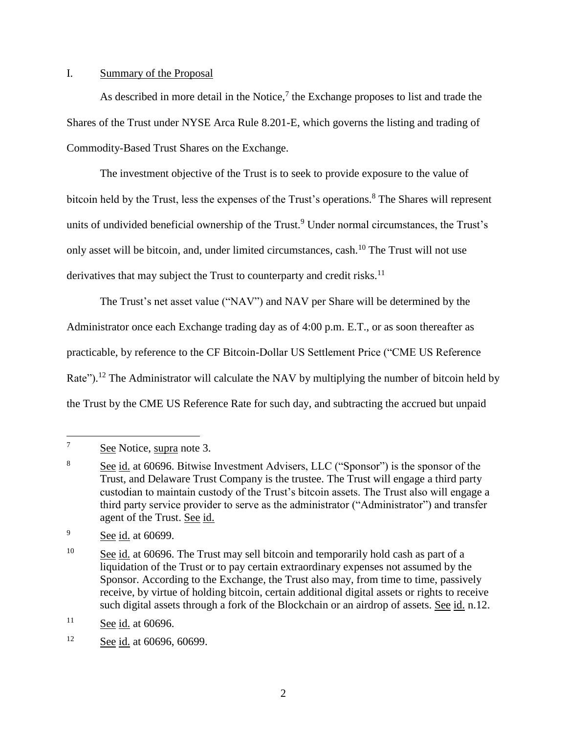## I. Summary of the Proposal

As described in more detail in the Notice,[7] the Exchange proposes to list and trade the Shares of the Trust under NYSE Arca Rule 8.201-E, which governs the listing and trading of Commodity-Based Trust Shares on the Exchange.

The investment objective of the Trust is to seek to provide exposure to the value of bitcoin held by the Trust, less the expenses of the Trust's operations.[8] The Shares will represent units of undivided beneficial ownership of the Trust.[9] Under normal circumstances, the Trust's only asset will be bitcoin, and, under limited circumstances, cash.[10] The Trust will not use derivatives that may subject the Trust to counterparty and credit risks.[11]

The Trust's net asset value ("NAV") and NAV per Share will be determined by the Administrator once each Exchange trading day as of 4:00 p.m. E.T., or as soon thereafter as practicable, by reference to the CF Bitcoin-Dollar US Settlement Price ("CME US Reference Rate").[12] The Administrator will calculate the NAV by multiplying the number of bitcoin held by the Trust by the CME US Reference Rate for such day, and subtracting the accrued but unpaid

---

[7] See Notice, supra note 3.

[8] See id. at 60696. Bitwise Investment Advisers, LLC ("Sponsor") is the sponsor of the Trust, and Delaware Trust Company is the trustee. The Trust will engage a third party custodian to maintain custody of the Trust's bitcoin assets. The Trust also will engage a third party service provider to serve as the administrator ("Administrator") and transfer agent of the Trust. See id.

[9] See id. at 60699.

[10] See id. at 60696. The Trust may sell bitcoin and temporarily hold cash as part of a liquidation of the Trust or to pay certain extraordinary expenses not assumed by the Sponsor. According to the Exchange, the Trust also may, from time to time, passively receive, by virtue of holding bitcoin, certain additional digital assets or rights to receive such digital assets through a fork of the Blockchain or an airdrop of assets. See id. n.12.

[11] See id. at 60696.

[12] See id. at 60696, 60699.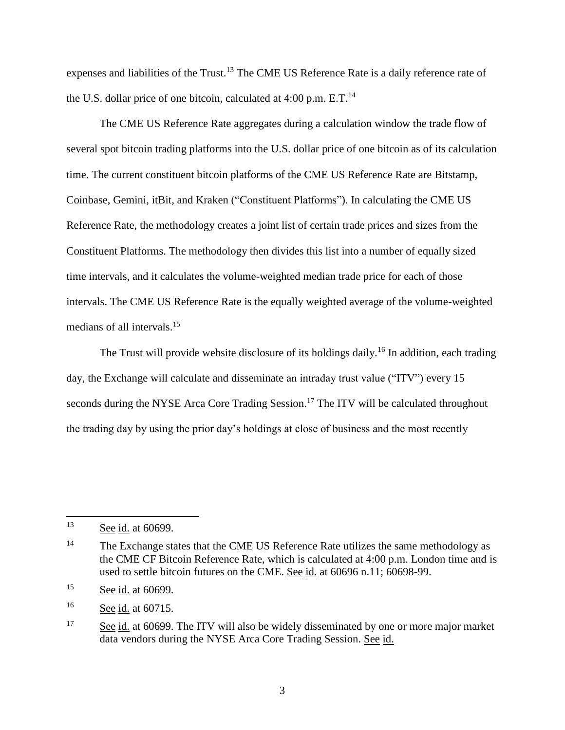expenses and liabilities of the Trust.[13] The CME US Reference Rate is a daily reference rate of the U.S. dollar price of one bitcoin, calculated at 4:00 p.m. E.T.[14]

The CME US Reference Rate aggregates during a calculation window the trade flow of several spot bitcoin trading platforms into the U.S. dollar price of one bitcoin as of its calculation time. The current constituent bitcoin platforms of the CME US Reference Rate are Bitstamp, Coinbase, Gemini, itBit, and Kraken ("Constituent Platforms"). In calculating the CME US Reference Rate, the methodology creates a joint list of certain trade prices and sizes from the Constituent Platforms. The methodology then divides this list into a number of equally sized time intervals, and it calculates the volume-weighted median trade price for each of those intervals. The CME US Reference Rate is the equally weighted average of the volume-weighted medians of all intervals.[15]

The Trust will provide website disclosure of its holdings daily.[16] In addition, each trading day, the Exchange will calculate and disseminate an intraday trust value ("ITV") every 15 seconds during the NYSE Arca Core Trading Session.[17] The ITV will be calculated throughout the trading day by using the prior day's holdings at close of business and the most recently

---

[13] See id. at 60699.

[14] The Exchange states that the CME US Reference Rate utilizes the same methodology as the CME CF Bitcoin Reference Rate, which is calculated at 4:00 p.m. London time and is used to settle bitcoin futures on the CME. See id. at 60696 n.11; 60698-99.

[15] See id. at 60699.

[16] See id. at 60715.

[17] See id. at 60699. The ITV will also be widely disseminated by one or more major market data vendors during the NYSE Arca Core Trading Session. See id.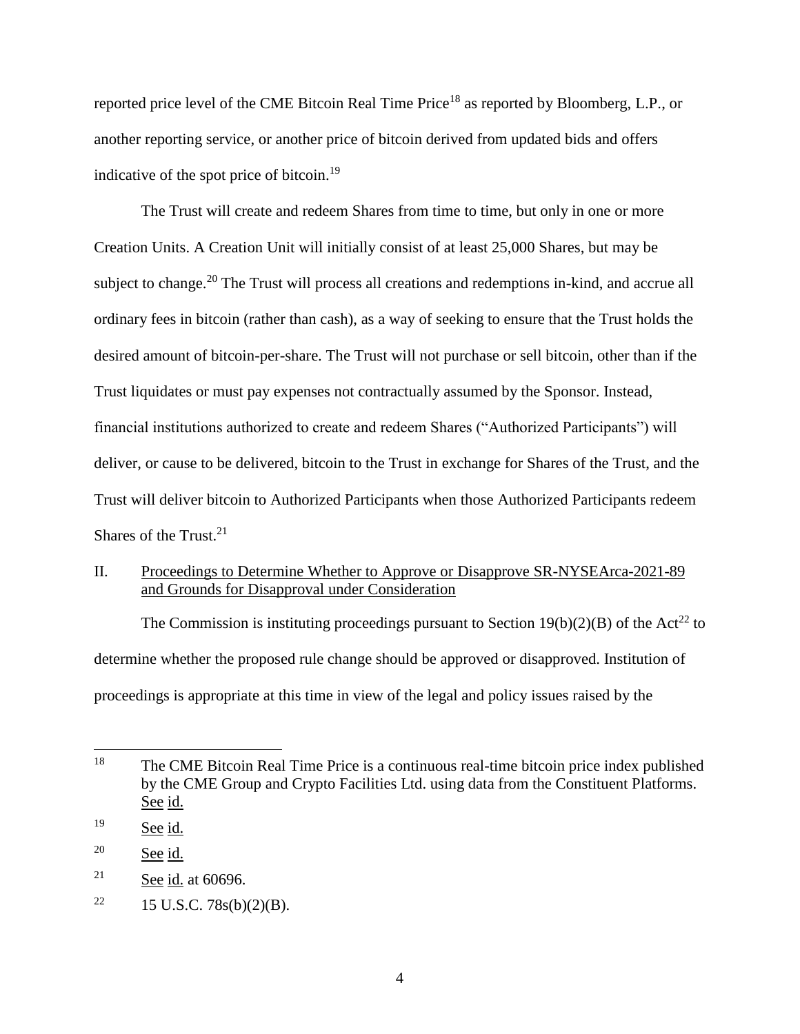reported price level of the CME Bitcoin Real Time Price[18] as reported by Bloomberg, L.P., or another reporting service, or another price of bitcoin derived from updated bids and offers indicative of the spot price of bitcoin.[19]

The Trust will create and redeem Shares from time to time, but only in one or more Creation Units. A Creation Unit will initially consist of at least 25,000 Shares, but may be subject to change.[20] The Trust will process all creations and redemptions in-kind, and accrue all ordinary fees in bitcoin (rather than cash), as a way of seeking to ensure that the Trust holds the desired amount of bitcoin-per-share. The Trust will not purchase or sell bitcoin, other than if the Trust liquidates or must pay expenses not contractually assumed by the Sponsor. Instead, financial institutions authorized to create and redeem Shares ("Authorized Participants") will deliver, or cause to be delivered, bitcoin to the Trust in exchange for Shares of the Trust, and the Trust will deliver bitcoin to Authorized Participants when those Authorized Participants redeem Shares of the Trust.[21]

## II. Proceedings to Determine Whether to Approve or Disapprove SR-NYSEArca-2021-89 and Grounds for Disapproval under Consideration

The Commission is instituting proceedings pursuant to Section 19(b)(2)(B) of the Act[22] to determine whether the proposed rule change should be approved or disapproved. Institution of proceedings is appropriate at this time in view of the legal and policy issues raised by the

---

[18] The CME Bitcoin Real Time Price is a continuous real-time bitcoin price index published by the CME Group and Crypto Facilities Ltd. using data from the Constituent Platforms. See id.

[19] See id.

[20] See id.

[21] See id. at 60696.

[22] 15 U.S.C. 78s(b)(2)(B).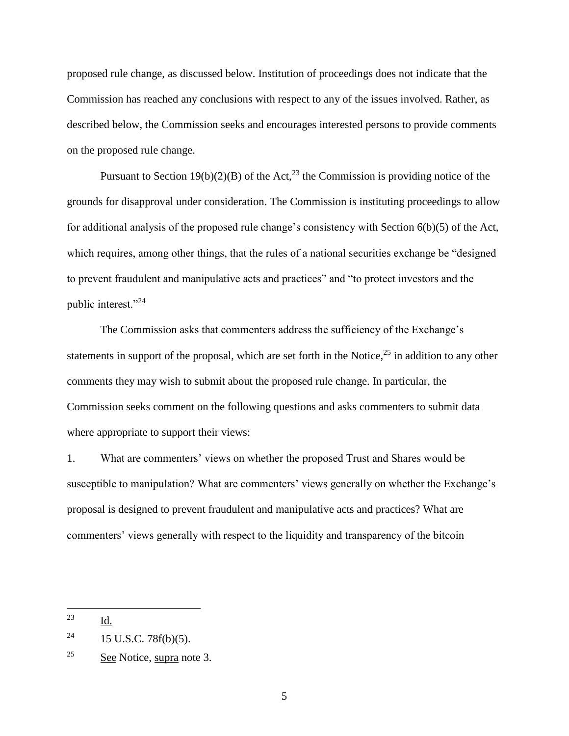proposed rule change, as discussed below. Institution of proceedings does not indicate that the Commission has reached any conclusions with respect to any of the issues involved. Rather, as described below, the Commission seeks and encourages interested persons to provide comments on the proposed rule change.

Pursuant to Section 19(b)(2)(B) of the Act,[23] the Commission is providing notice of the grounds for disapproval under consideration. The Commission is instituting proceedings to allow for additional analysis of the proposed rule change's consistency with Section 6(b)(5) of the Act, which requires, among other things, that the rules of a national securities exchange be "designed to prevent fraudulent and manipulative acts and practices" and "to protect investors and the public interest."[24]

The Commission asks that commenters address the sufficiency of the Exchange's statements in support of the proposal, which are set forth in the Notice,[25] in addition to any other comments they may wish to submit about the proposed rule change. In particular, the Commission seeks comment on the following questions and asks commenters to submit data where appropriate to support their views:

1. What are commenters' views on whether the proposed Trust and Shares would be susceptible to manipulation? What are commenters' views generally on whether the Exchange's proposal is designed to prevent fraudulent and manipulative acts and practices? What are commenters' views generally with respect to the liquidity and transparency of the bitcoin

---

[23] Id.

[24] 15 U.S.C. 78f(b)(5).

[25] See Notice, supra note 3.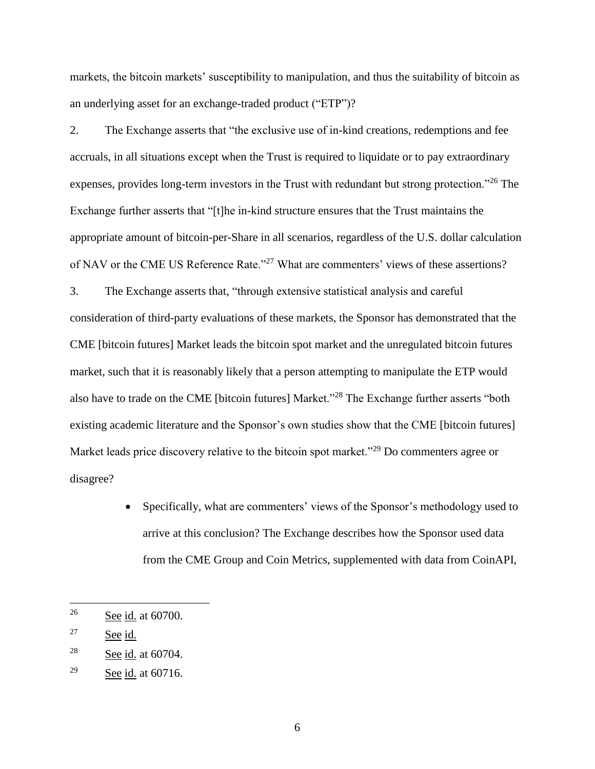markets, the bitcoin markets' susceptibility to manipulation, and thus the suitability of bitcoin as an underlying asset for an exchange-traded product ("ETP")?

2. The Exchange asserts that "the exclusive use of in-kind creations, redemptions and fee accruals, in all situations except when the Trust is required to liquidate or to pay extraordinary expenses, provides long-term investors in the Trust with redundant but strong protection."[26] The Exchange further asserts that "[t]he in-kind structure ensures that the Trust maintains the appropriate amount of bitcoin-per-Share in all scenarios, regardless of the U.S. dollar calculation of NAV or the CME US Reference Rate."[27] What are commenters' views of these assertions?

3. The Exchange asserts that, "through extensive statistical analysis and careful consideration of third-party evaluations of these markets, the Sponsor has demonstrated that the CME [bitcoin futures] Market leads the bitcoin spot market and the unregulated bitcoin futures market, such that it is reasonably likely that a person attempting to manipulate the ETP would also have to trade on the CME [bitcoin futures] Market."[28] The Exchange further asserts "both existing academic literature and the Sponsor's own studies show that the CME [bitcoin futures] Market leads price discovery relative to the bitcoin spot market."[29] Do commenters agree or disagree?

- Specifically, what are commenters' views of the Sponsor's methodology used to arrive at this conclusion? The Exchange describes how the Sponsor used data from the CME Group and Coin Metrics, supplemented with data from CoinAPI,

---

[26] See id. at 60700.

[27] See id.

[28] See id. at 60704.

[29] See id. at 60716.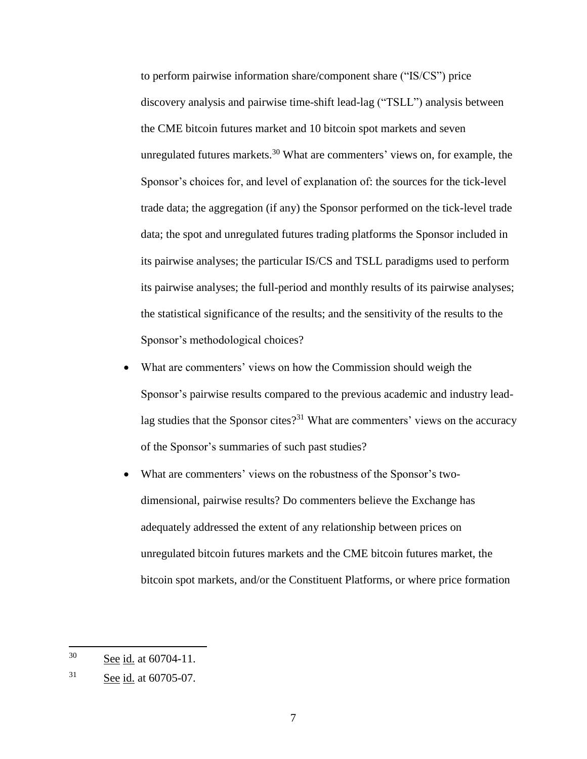to perform pairwise information share/component share ("IS/CS") price discovery analysis and pairwise time-shift lead-lag ("TSLL") analysis between the CME bitcoin futures market and 10 bitcoin spot markets and seven unregulated futures markets.[30] What are commenters' views on, for example, the Sponsor's choices for, and level of explanation of: the sources for the tick-level trade data; the aggregation (if any) the Sponsor performed on the tick-level trade data; the spot and unregulated futures trading platforms the Sponsor included in its pairwise analyses; the particular IS/CS and TSLL paradigms used to perform its pairwise analyses; the full-period and monthly results of its pairwise analyses; the statistical significance of the results; and the sensitivity of the results to the Sponsor's methodological choices?

- What are commenters' views on how the Commission should weigh the Sponsor's pairwise results compared to the previous academic and industry lead-lag studies that the Sponsor cites?[31] What are commenters' views on the accuracy of the Sponsor's summaries of such past studies?
- What are commenters' views on the robustness of the Sponsor's two-dimensional, pairwise results? Do commenters believe the Exchange has adequately addressed the extent of any relationship between prices on unregulated bitcoin futures markets and the CME bitcoin futures market, the bitcoin spot markets, and/or the Constituent Platforms, or where price formation

---

[30] See id. at 60704-11.

[31] See id. at 60705-07.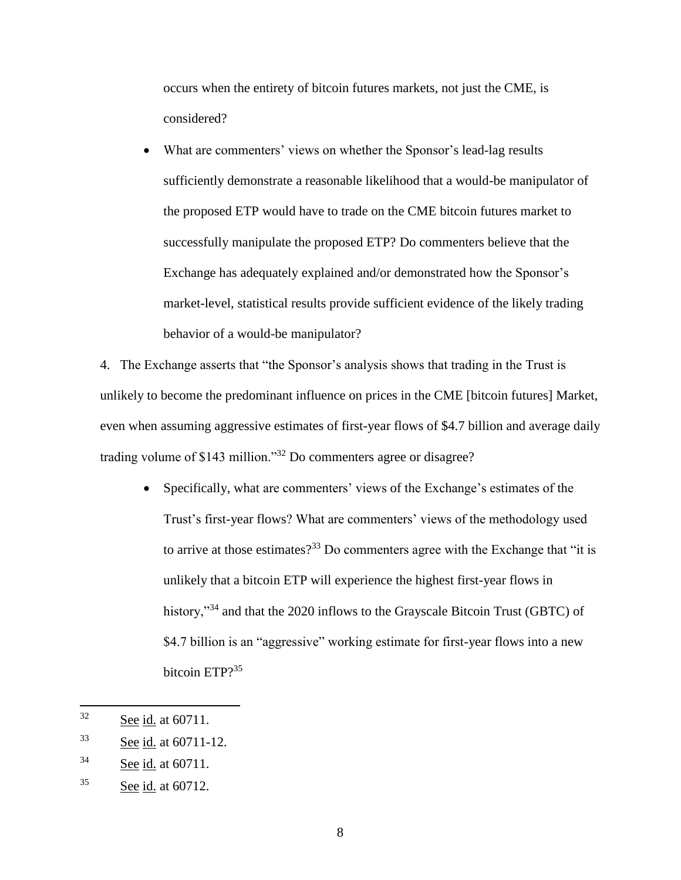occurs when the entirety of bitcoin futures markets, not just the CME, is considered?

- What are commenters' views on whether the Sponsor's lead-lag results sufficiently demonstrate a reasonable likelihood that a would-be manipulator of the proposed ETP would have to trade on the CME bitcoin futures market to successfully manipulate the proposed ETP? Do commenters believe that the Exchange has adequately explained and/or demonstrated how the Sponsor's market-level, statistical results provide sufficient evidence of the likely trading behavior of a would-be manipulator?

4. The Exchange asserts that "the Sponsor's analysis shows that trading in the Trust is unlikely to become the predominant influence on prices in the CME [bitcoin futures] Market, even when assuming aggressive estimates of first-year flows of $4.7 billion and average daily trading volume of $143 million."[32] Do commenters agree or disagree?

- Specifically, what are commenters' views of the Exchange's estimates of the Trust's first-year flows? What are commenters' views of the methodology used to arrive at those estimates?[33] Do commenters agree with the Exchange that "it is unlikely that a bitcoin ETP will experience the highest first-year flows in history,"[34] and that the 2020 inflows to the Grayscale Bitcoin Trust (GBTC) of $4.7 billion is an "aggressive" working estimate for first-year flows into a new bitcoin ETP?[35]

---

[32] See id. at 60711.

[33] See id. at 60711-12.

[34] See id. at 60711.

[35] See id. at 60712.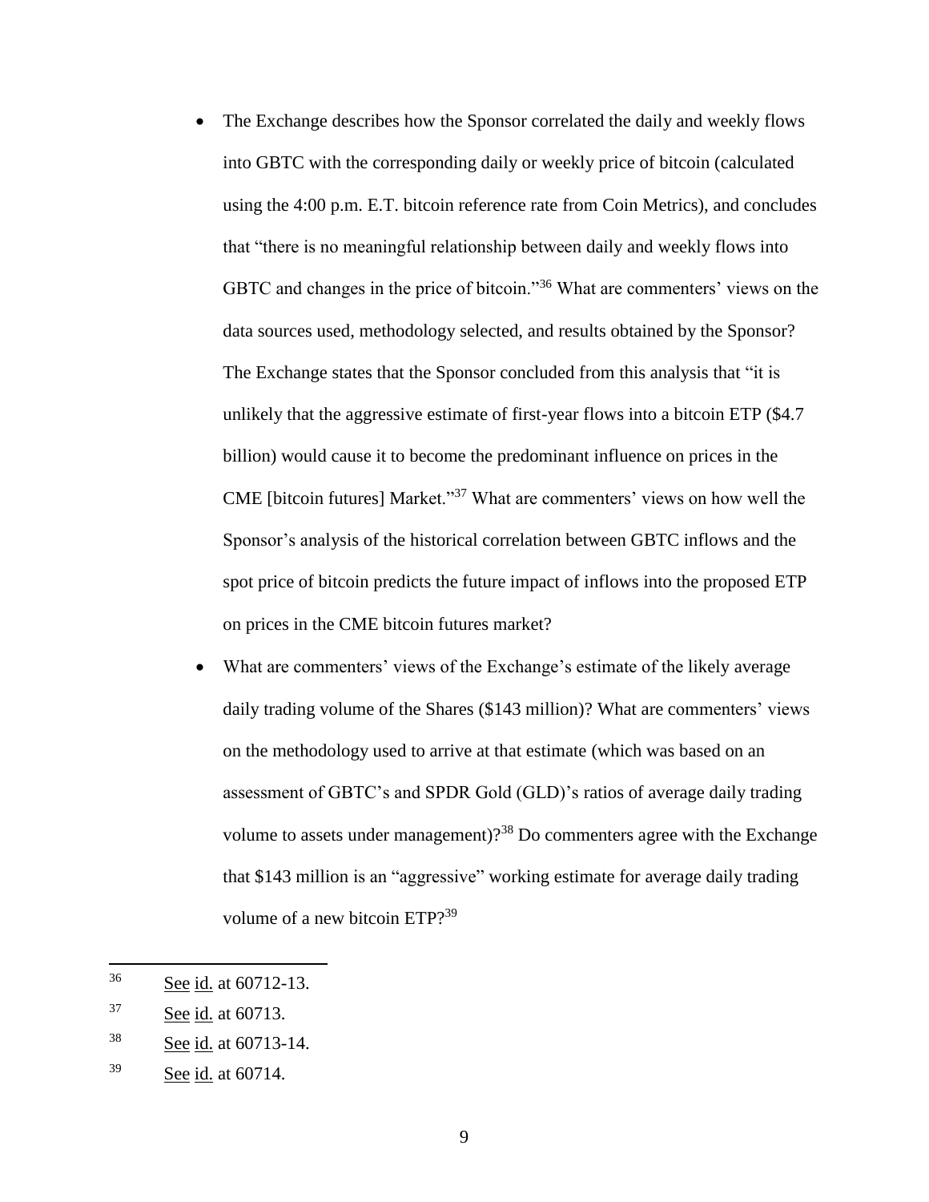- The Exchange describes how the Sponsor correlated the daily and weekly flows into GBTC with the corresponding daily or weekly price of bitcoin (calculated using the 4:00 p.m. E.T. bitcoin reference rate from Coin Metrics), and concludes that "there is no meaningful relationship between daily and weekly flows into GBTC and changes in the price of bitcoin."[36] What are commenters' views on the data sources used, methodology selected, and results obtained by the Sponsor? The Exchange states that the Sponsor concluded from this analysis that "it is unlikely that the aggressive estimate of first-year flows into a bitcoin ETP ($4.7 billion) would cause it to become the predominant influence on prices in the CME [bitcoin futures] Market."[37] What are commenters' views on how well the Sponsor's analysis of the historical correlation between GBTC inflows and the spot price of bitcoin predicts the future impact of inflows into the proposed ETP on prices in the CME bitcoin futures market?
- What are commenters' views of the Exchange's estimate of the likely average daily trading volume of the Shares ($143 million)? What are commenters' views on the methodology used to arrive at that estimate (which was based on an assessment of GBTC's and SPDR Gold (GLD)'s ratios of average daily trading volume to assets under management)?[38] Do commenters agree with the Exchange that $143 million is an "aggressive" working estimate for average daily trading volume of a new bitcoin ETP?[39]

---

[36] See id. at 60712-13.

[37] See id. at 60713.

[38] See id. at 60713-14.

[39] See id. at 60714.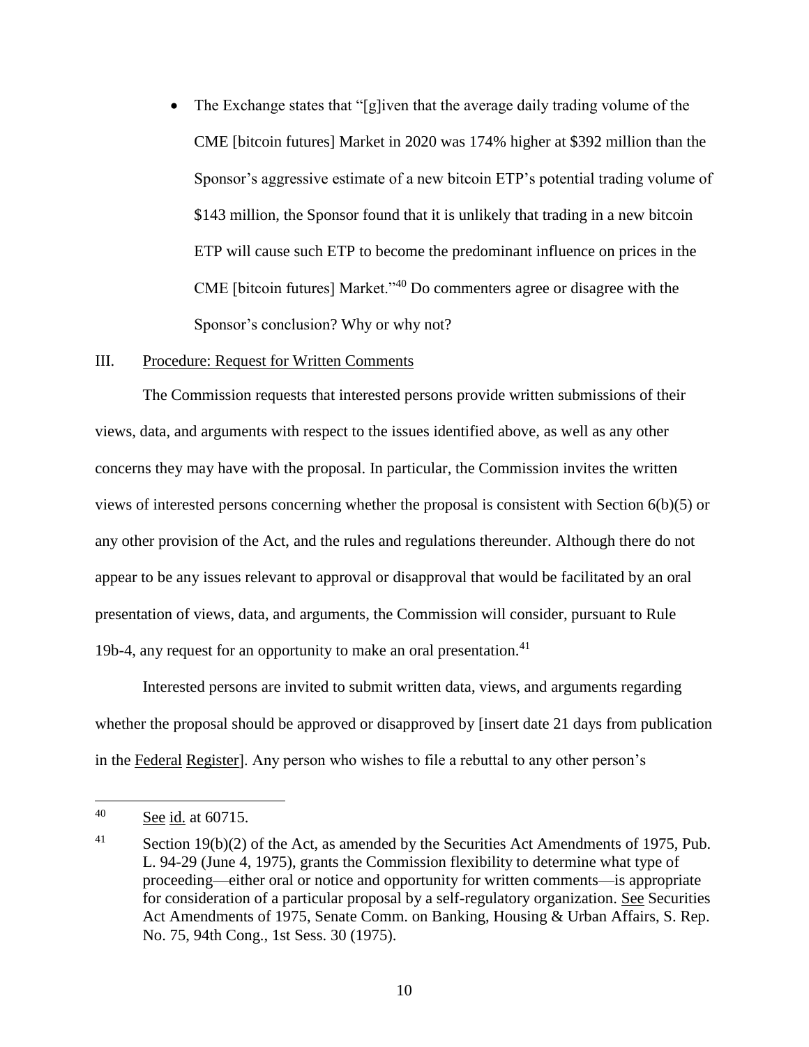- The Exchange states that "[g]iven that the average daily trading volume of the CME [bitcoin futures] Market in 2020 was 174% higher at $392 million than the Sponsor's aggressive estimate of a new bitcoin ETP's potential trading volume of $143 million, the Sponsor found that it is unlikely that trading in a new bitcoin ETP will cause such ETP to become the predominant influence on prices in the CME [bitcoin futures] Market."[40] Do commenters agree or disagree with the Sponsor's conclusion? Why or why not?

## III. Procedure: Request for Written Comments

The Commission requests that interested persons provide written submissions of their views, data, and arguments with respect to the issues identified above, as well as any other concerns they may have with the proposal. In particular, the Commission invites the written views of interested persons concerning whether the proposal is consistent with Section 6(b)(5) or any other provision of the Act, and the rules and regulations thereunder. Although there do not appear to be any issues relevant to approval or disapproval that would be facilitated by an oral presentation of views, data, and arguments, the Commission will consider, pursuant to Rule 19b-4, any request for an opportunity to make an oral presentation.[41]

Interested persons are invited to submit written data, views, and arguments regarding whether the proposal should be approved or disapproved by [insert date 21 days from publication in the Federal Register]. Any person who wishes to file a rebuttal to any other person's

---

[40] See id. at 60715.

[41] Section 19(b)(2) of the Act, as amended by the Securities Act Amendments of 1975, Pub. L. 94-29 (June 4, 1975), grants the Commission flexibility to determine what type of proceeding—either oral or notice and opportunity for written comments—is appropriate for consideration of a particular proposal by a self-regulatory organization. See Securities Act Amendments of 1975, Senate Comm. on Banking, Housing & Urban Affairs, S. Rep. No. 75, 94th Cong., 1st Sess. 30 (1975).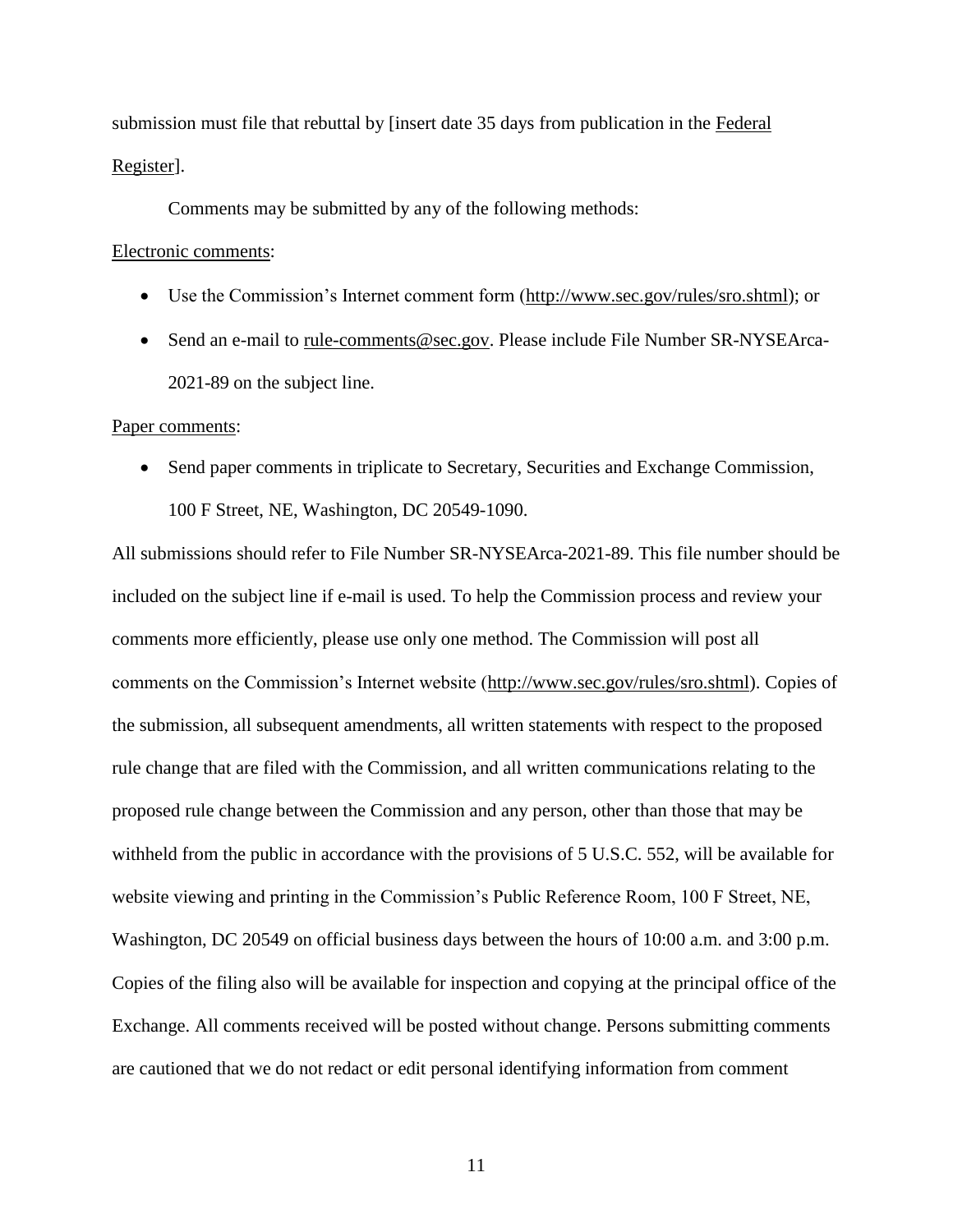submission must file that rebuttal by [insert date 35 days from publication in the Federal Register].

Comments may be submitted by any of the following methods:

Electronic comments:

- Use the Commission's Internet comment form (http://www.sec.gov/rules/sro.shtml); or
- Send an e-mail to rule-comments@sec.gov. Please include File Number SR-NYSEArca-2021-89 on the subject line.

Paper comments:

- Send paper comments in triplicate to Secretary, Securities and Exchange Commission, 100 F Street, NE, Washington, DC 20549-1090.

All submissions should refer to File Number SR-NYSEArca-2021-89. This file number should be included on the subject line if e-mail is used. To help the Commission process and review your comments more efficiently, please use only one method. The Commission will post all comments on the Commission's Internet website (http://www.sec.gov/rules/sro.shtml). Copies of the submission, all subsequent amendments, all written statements with respect to the proposed rule change that are filed with the Commission, and all written communications relating to the proposed rule change between the Commission and any person, other than those that may be withheld from the public in accordance with the provisions of 5 U.S.C. 552, will be available for website viewing and printing in the Commission's Public Reference Room, 100 F Street, NE, Washington, DC 20549 on official business days between the hours of 10:00 a.m. and 3:00 p.m. Copies of the filing also will be available for inspection and copying at the principal office of the Exchange. All comments received will be posted without change. Persons submitting comments are cautioned that we do not redact or edit personal identifying information from comment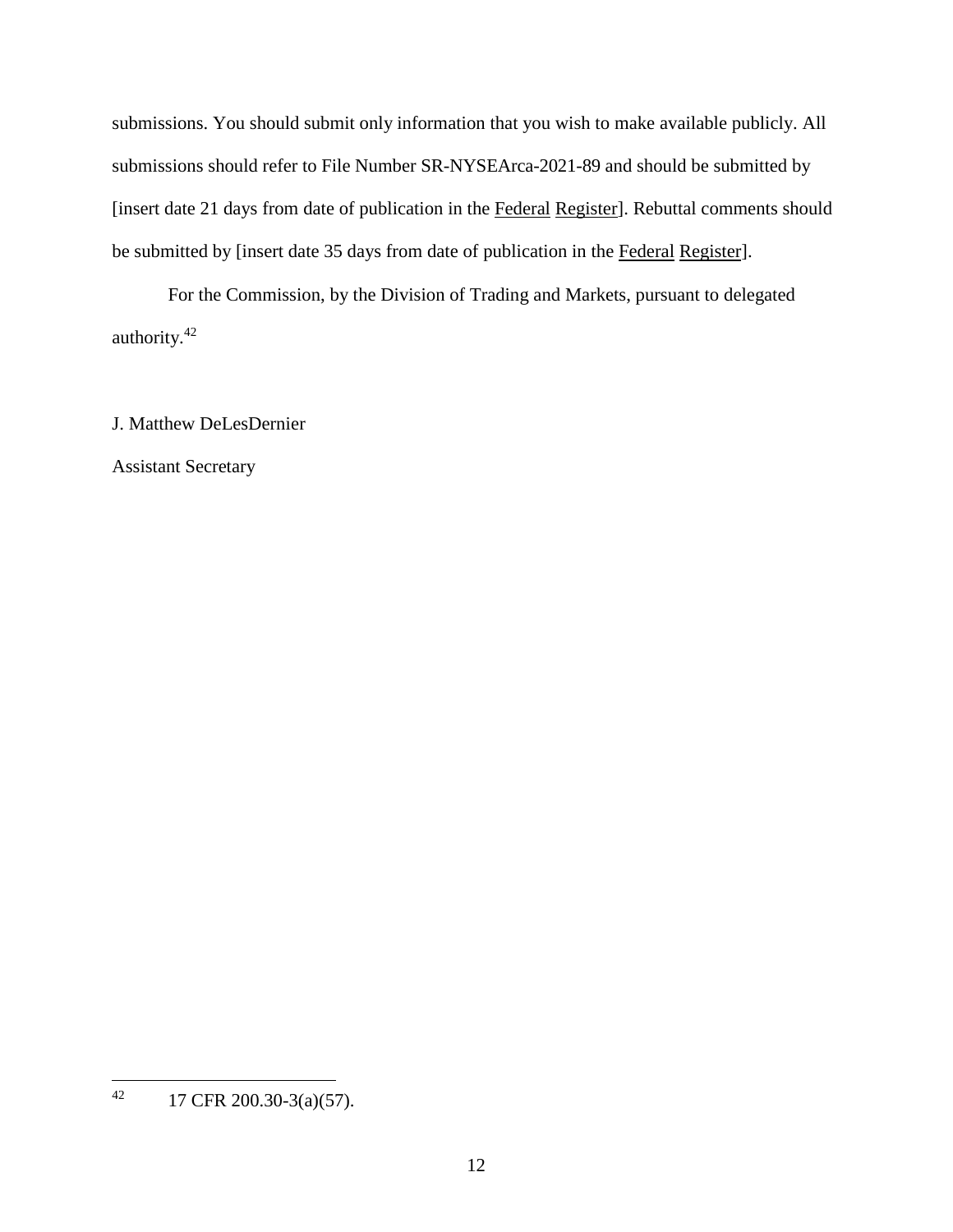submissions. You should submit only information that you wish to make available publicly. All submissions should refer to File Number SR-NYSEArca-2021-89 and should be submitted by [insert date 21 days from date of publication in the Federal Register]. Rebuttal comments should be submitted by [insert date 35 days from date of publication in the Federal Register].

For the Commission, by the Division of Trading and Markets, pursuant to delegated authority.[42]

J. Matthew DeLesDernier

Assistant Secretary

---

[42] 17 CFR 200.30-3(a)(57).